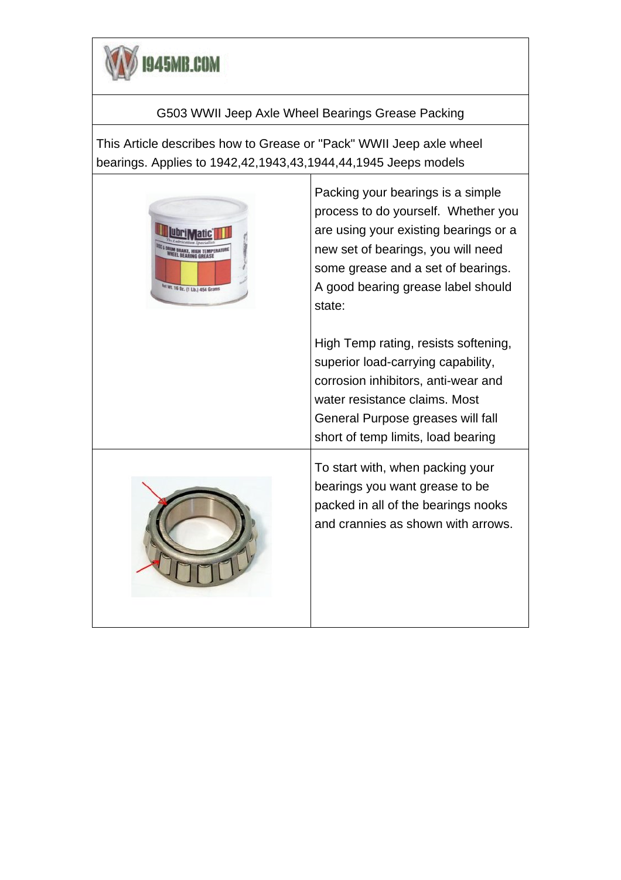1945MB.COM

# G503 WWII Jeep Axle Wheel Bearings Grease Packing

This Article describes how to Grease or "Pack" WWII Jeep axle wheel bearings. Applies to 1942,42,1943,43,1944,44,1945 Jeeps models

Packing your bearings is a simple process to do yourself. Whether you are using your existing bearings or a new set of bearings, you will need some grease and a set of bearings. A good bearing grease label should state:

High Temp rating, resists softening, superior load-carrying capability, corrosion inhibitors, anti-wear and water resistance claims. Most General Purpose greases will fall short of temp limits, load bearing

To start with, when packing your bearings you want grease to be packed in all of the bearings nooks and crannies as shown with arrows.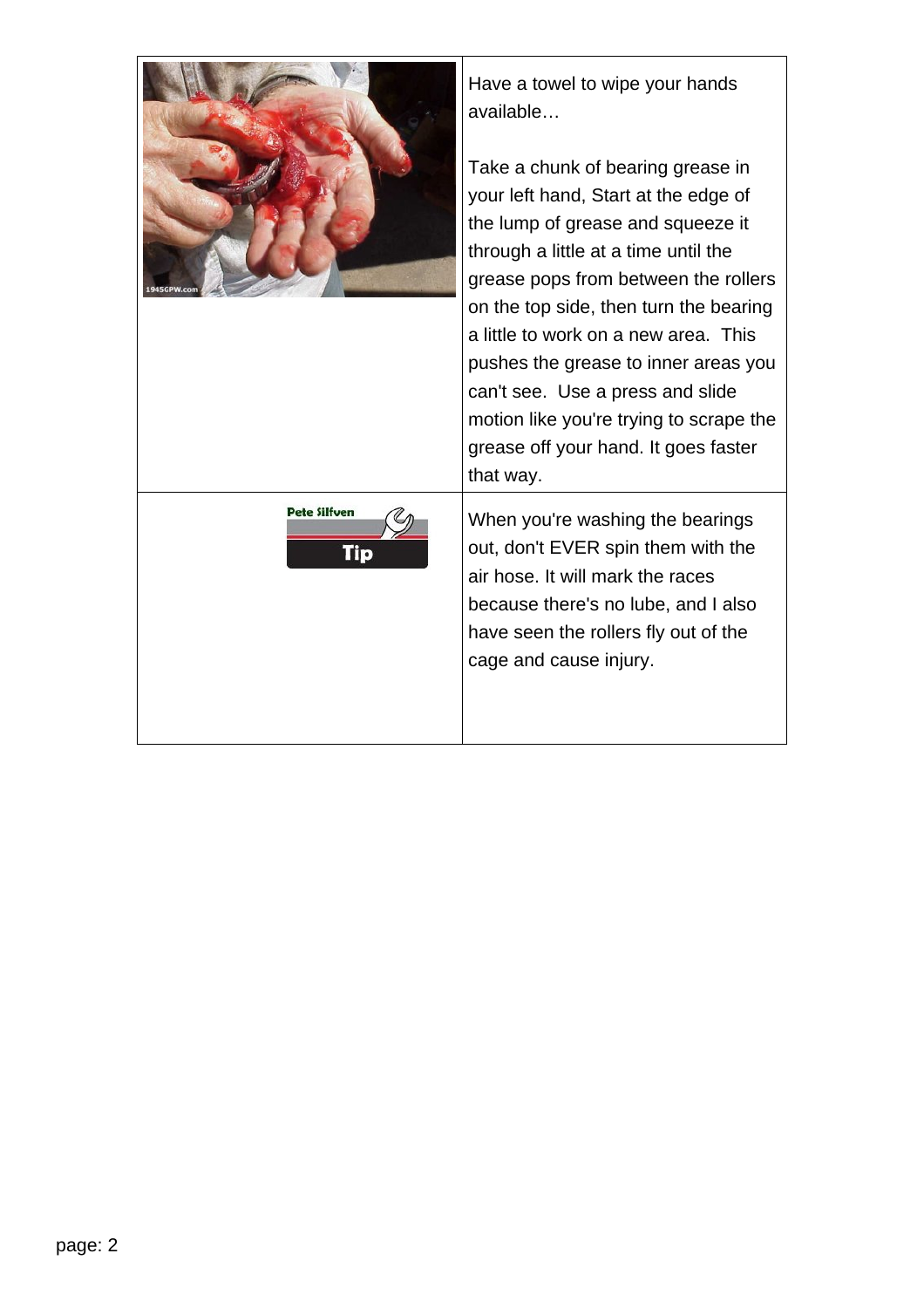Have a towel to wipe your hands available…

Take a chunk of bearing grease in your left hand, Start at the edge of the lump of grease and squeeze it through a little at a time until the grease pops from between the rollers on the top side, then turn the bearing a little to work on a new area. This pushes the grease to inner areas you can't see. Use a press and slide motion like you're trying to scrape the grease off your hand. It goes faster that way.

**Pete Silfven Tip**

When you're washing the bearings out, don't EVER spin them with the air hose. It will mark the races because there's no lube, and I also have seen the rollers fly out of the cage and cause injury.